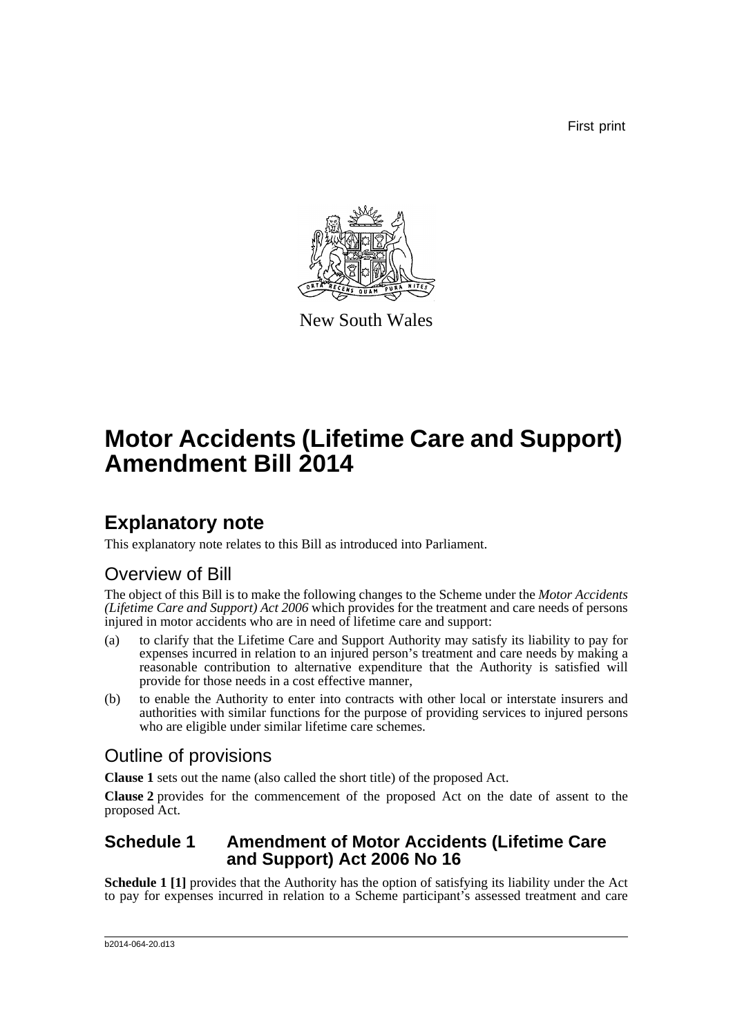First print

New South Wales

# Motor Accidents (Lifetime Care and Support) Amendment Bill 2014

## Explanatory note

This explanatory note relates to this Bill as introduced into Parliament.

### Overview of Bill

The object of this Bill is to make the following changes to the Scheme under the *Motor Accidents (Lifetime Care and Support) Act 2006* which provides for the treatment and care needs of persons injured in motor accidents who are in need of lifetime care and support:

(a) to clarify that the Lifetime Care and Support Authority may satisfy its liability to pay for expenses incurred in relation to an injured person's treatment and care needs by making a reasonable contribution to alternative expenditure that the Authority is satisfied will provide for those needs in a cost effective manner,

(b) to enable the Authority to enter into contracts with other local or interstate insurers and authorities with similar functions for the purpose of providing services to injured persons who are eligible under similar lifetime care schemes.

### Outline of provisions

**Clause 1** sets out the name (also called the short title) of the proposed Act.

**Clause 2** provides for the commencement of the proposed Act on the date of assent to the proposed Act.

### Schedule 1 Amendment of Motor Accidents (Lifetime Care and Support) Act 2006 No 16

**Schedule 1 [1]** provides that the Authority has the option of satisfying its liability under the Act to pay for expenses incurred in relation to a Scheme participant's assessed treatment and care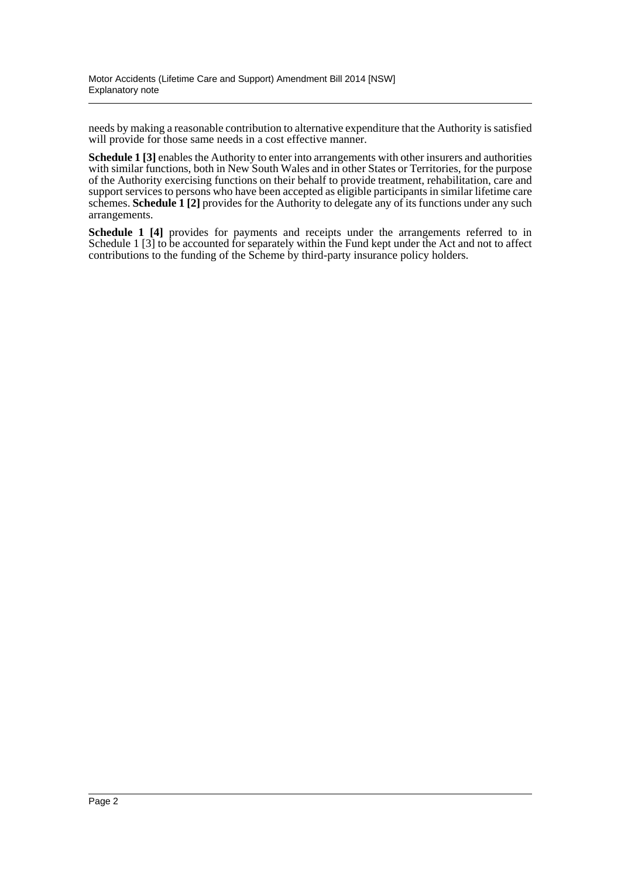needs by making a reasonable contribution to alternative expenditure that the Authority is satisfied will provide for those same needs in a cost effective manner.

**Schedule 1 [3]** enables the Authority to enter into arrangements with other insurers and authorities with similar functions, both in New South Wales and in other States or Territories, for the purpose of the Authority exercising functions on their behalf to provide treatment, rehabilitation, care and support services to persons who have been accepted as eligible participants in similar lifetime care schemes. **Schedule 1 [2]** provides for the Authority to delegate any of its functions under any such arrangements.

**Schedule 1 [4]** provides for payments and receipts under the arrangements referred to in Schedule 1 [3] to be accounted for separately within the Fund kept under the Act and not to affect contributions to the funding of the Scheme by third-party insurance policy holders.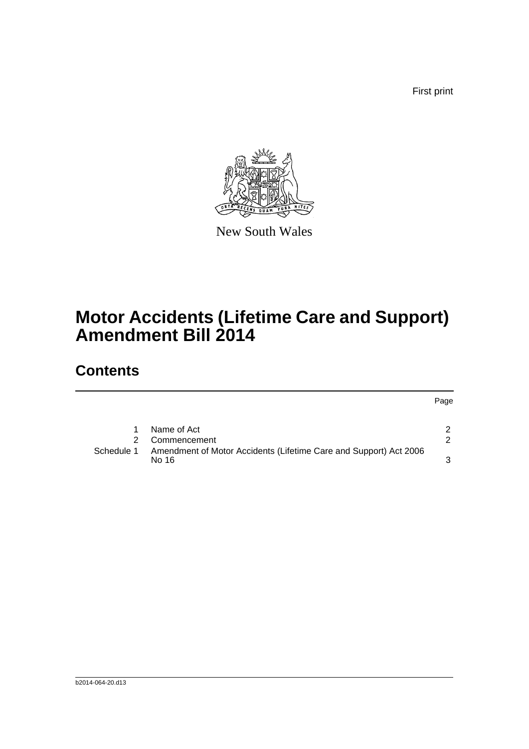First print

New South Wales

# Motor Accidents (Lifetime Care and Support) Amendment Bill 2014

## Contents

| | | Page |
|---|---|---|
| 1 | Name of Act | 2 |
| 2 | Commencement | 2 |
| Schedule 1 | Amendment of Motor Accidents (Lifetime Care and Support) Act 2006 No 16 | 3 |

b2014-064-20.d13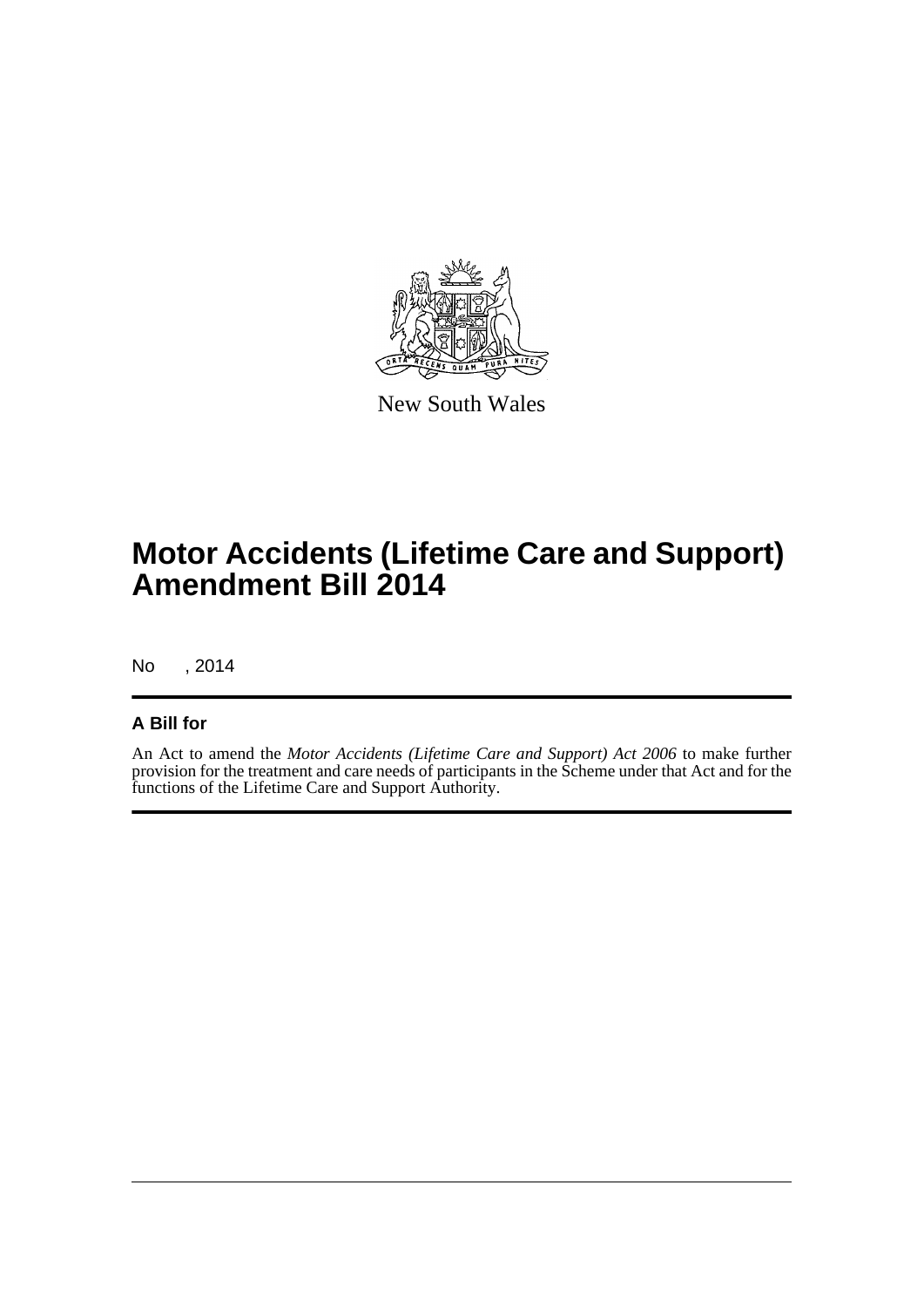New South Wales

# Motor Accidents (Lifetime Care and Support) Amendment Bill 2014

No , 2014

## A Bill for

An Act to amend the *Motor Accidents (Lifetime Care and Support) Act 2006* to make further provision for the treatment and care needs of participants in the Scheme under that Act and for the functions of the Lifetime Care and Support Authority.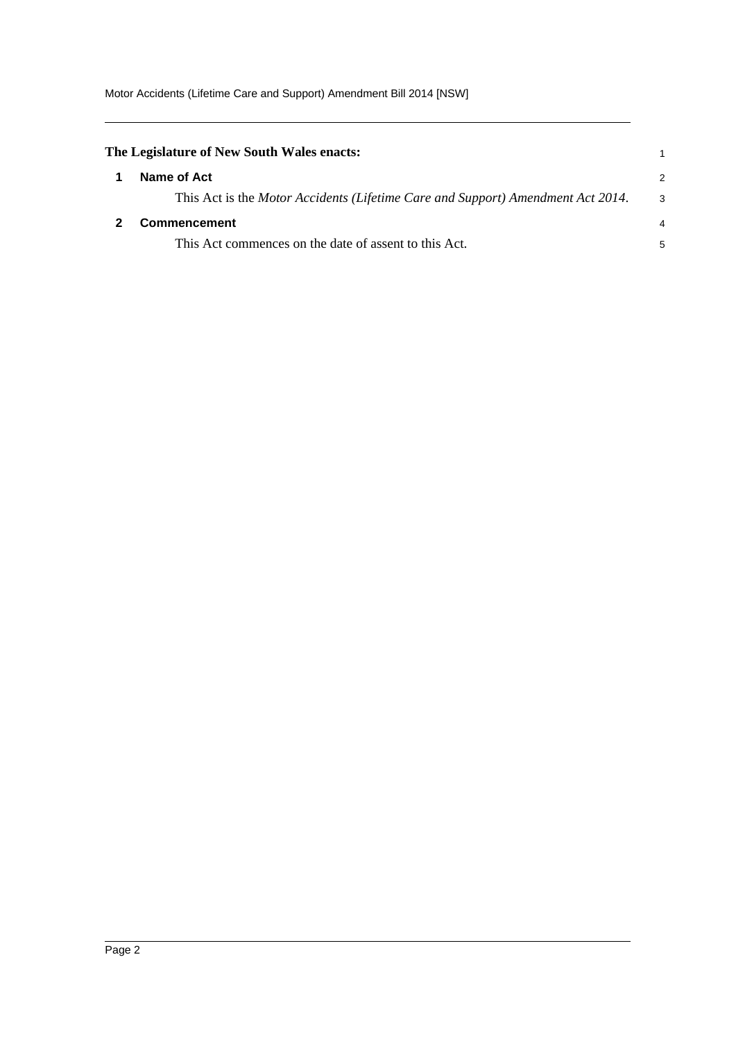**The Legislature of New South Wales enacts:**

## 1 Name of Act

This Act is the *Motor Accidents (Lifetime Care and Support) Amendment Act 2014*.

## 2 Commencement

This Act commences on the date of assent to this Act.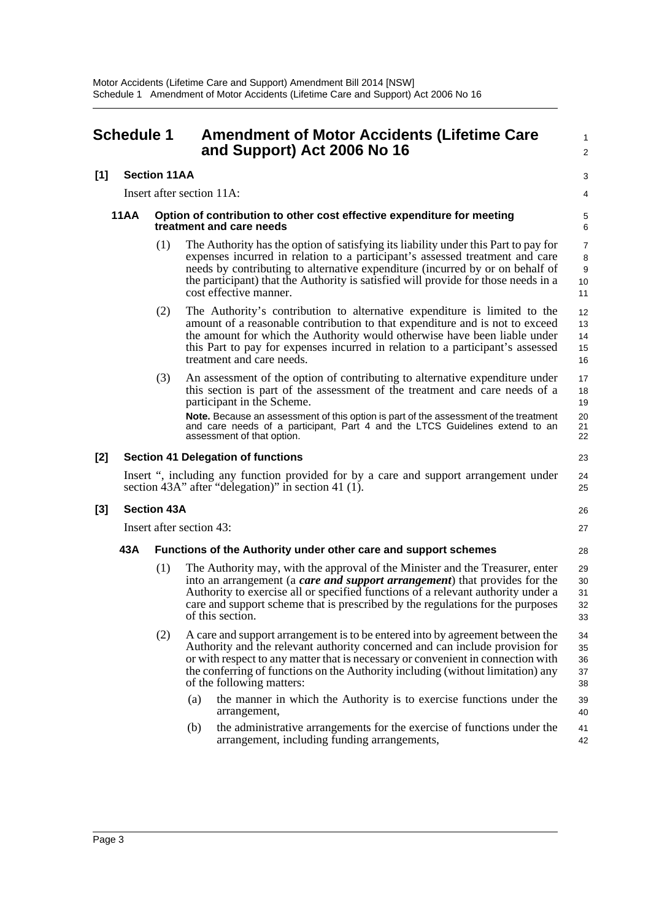## Schedule 1 Amendment of Motor Accidents (Lifetime Care and Support) Act 2006 No 16

**[1] Section 11AA**

Insert after section 11A:

**11AA Option of contribution to other cost effective expenditure for meeting treatment and care needs**

(1) The Authority has the option of satisfying its liability under this Part to pay for expenses incurred in relation to a participant's assessed treatment and care needs by contributing to alternative expenditure (incurred by or on behalf of the participant) that the Authority is satisfied will provide for those needs in a cost effective manner.

(2) The Authority's contribution to alternative expenditure is limited to the amount of a reasonable contribution to that expenditure and is not to exceed the amount for which the Authority would otherwise have been liable under this Part to pay for expenses incurred in relation to a participant's assessed treatment and care needs.

(3) An assessment of the option of contributing to alternative expenditure under this section is part of the assessment of the treatment and care needs of a participant in the Scheme.

**Note.** Because an assessment of this option is part of the assessment of the treatment and care needs of a participant, Part 4 and the LTCS Guidelines extend to an assessment of that option.

**[2] Section 41 Delegation of functions**

Insert ", including any function provided for by a care and support arrangement under section 43A" after "delegation)" in section 41 (1).

**[3] Section 43A**

Insert after section 43:

**43A Functions of the Authority under other care and support schemes**

(1) The Authority may, with the approval of the Minister and the Treasurer, enter into an arrangement (a ***care and support arrangement***) that provides for the Authority to exercise all or specified functions of a relevant authority under a care and support scheme that is prescribed by the regulations for the purposes of this section.

(2) A care and support arrangement is to be entered into by agreement between the Authority and the relevant authority concerned and can include provision for or with respect to any matter that is necessary or convenient in connection with the conferring of functions on the Authority including (without limitation) any of the following matters:

(a) the manner in which the Authority is to exercise functions under the arrangement,

(b) the administrative arrangements for the exercise of functions under the arrangement, including funding arrangements,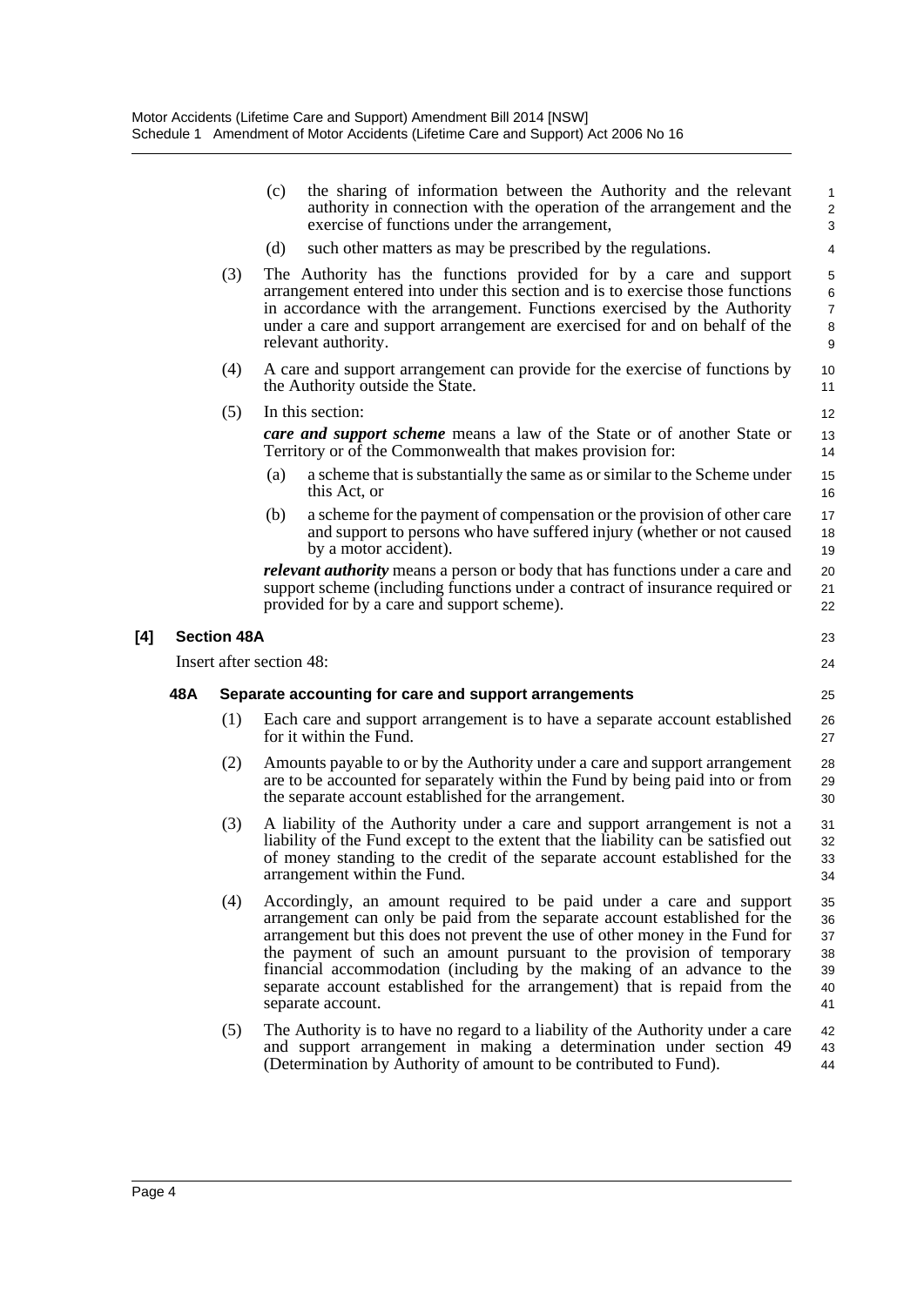(c) the sharing of information between the Authority and the relevant authority in connection with the operation of the arrangement and the exercise of functions under the arrangement,

(d) such other matters as may be prescribed by the regulations.

(3) The Authority has the functions provided for by a care and support arrangement entered into under this section and is to exercise those functions in accordance with the arrangement. Functions exercised by the Authority under a care and support arrangement are exercised for and on behalf of the relevant authority.

(4) A care and support arrangement can provide for the exercise of functions by the Authority outside the State.

(5) In this section:

***care and support scheme*** means a law of the State or of another State or Territory or of the Commonwealth that makes provision for:

(a) a scheme that is substantially the same as or similar to the Scheme under this Act, or

(b) a scheme for the payment of compensation or the provision of other care and support to persons who have suffered injury (whether or not caused by a motor accident).

***relevant authority*** means a person or body that has functions under a care and support scheme (including functions under a contract of insurance required or provided for by a care and support scheme).

## [4] Section 48A

Insert after section 48:

### 48A Separate accounting for care and support arrangements

(1) Each care and support arrangement is to have a separate account established for it within the Fund.

(2) Amounts payable to or by the Authority under a care and support arrangement are to be accounted for separately within the Fund by being paid into or from the separate account established for the arrangement.

(3) A liability of the Authority under a care and support arrangement is not a liability of the Fund except to the extent that the liability can be satisfied out of money standing to the credit of the separate account established for the arrangement within the Fund.

(4) Accordingly, an amount required to be paid under a care and support arrangement can only be paid from the separate account established for the arrangement but this does not prevent the use of other money in the Fund for the payment of such an amount pursuant to the provision of temporary financial accommodation (including by the making of an advance to the separate account established for the arrangement) that is repaid from the separate account.

(5) The Authority is to have no regard to a liability of the Authority under a care and support arrangement in making a determination under section 49 (Determination by Authority of amount to be contributed to Fund).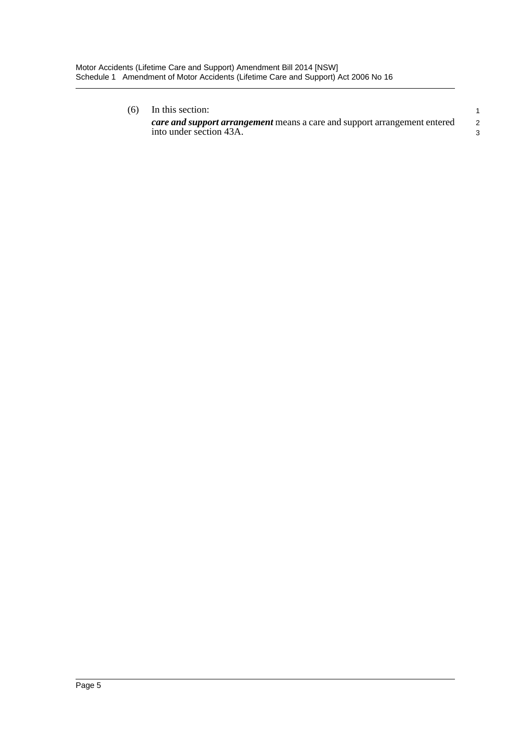(6) In this section:

***care and support arrangement*** means a care and support arrangement entered into under section 43A.